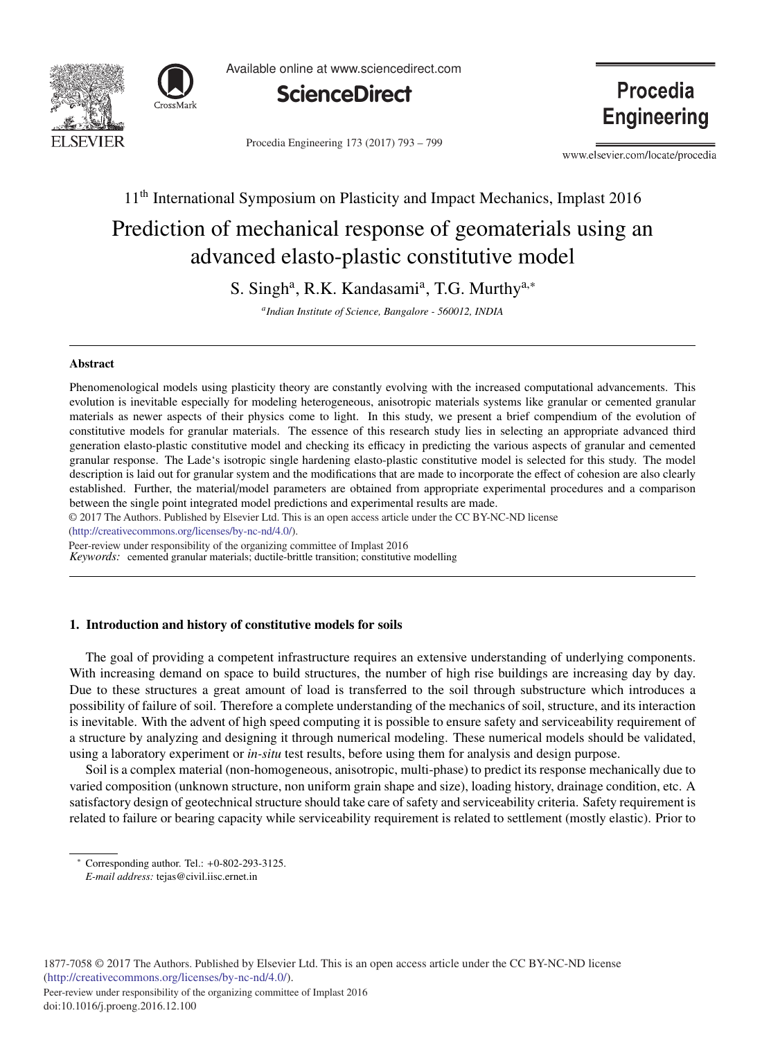11th International Symposium on Plasticity and Impact Mechanics, Implast 2016

# Prediction of mechanical response of geomaterials using an advanced elasto-plastic constitutive model

S. Singh[a], R.K. Kandasami[a], T.G. Murthy[a,*]

[a] *Indian Institute of Science, Bangalore - 560012, INDIA*

## Abstract

Phenomenological models using plasticity theory are constantly evolving with the increased computational advancements. This evolution is inevitable especially for modeling heterogeneous, anisotropic materials systems like granular or cemented granular materials as newer aspects of their physics come to light. In this study, we present a brief compendium of the evolution of constitutive models for granular materials. The essence of this research study lies in selecting an appropriate advanced third generation elasto-plastic constitutive model and checking its efficacy in predicting the various aspects of granular and cemented granular response. The Lade's isotropic single hardening elasto-plastic constitutive model is selected for this study. The model description is laid out for granular system and the modifications that are made to incorporate the effect of cohesion are also clearly established. Further, the material/model parameters are obtained from appropriate experimental procedures and a comparison between the single point integrated model predictions and experimental results are made.

© 2017 The Authors. Published by Elsevier Ltd. This is an open access article under the CC BY-NC-ND license (http://creativecommons.org/licenses/by-nc-nd/4.0/).

Peer-review under responsibility of the organizing committee of Implast 2016

*Keywords:* cemented granular materials; ductile-brittle transition; constitutive modelling

## 1. Introduction and history of constitutive models for soils

The goal of providing a competent infrastructure requires an extensive understanding of underlying components. With increasing demand on space to build structures, the number of high rise buildings are increasing day by day. Due to these structures a great amount of load is transferred to the soil through substructure which introduces a possibility of failure of soil. Therefore a complete understanding of the mechanics of soil, structure, and its interaction is inevitable. With the advent of high speed computing it is possible to ensure safety and serviceability requirement of a structure by analyzing and designing it through numerical modeling. These numerical models should be validated, using a laboratory experiment or *in-situ* test results, before using them for analysis and design purpose.

Soil is a complex material (non-homogeneous, anisotropic, multi-phase) to predict its response mechanically due to varied composition (unknown structure, non uniform grain shape and size), loading history, drainage condition, etc. A satisfactory design of geotechnical structure should take care of safety and serviceability criteria. Safety requirement is related to failure or bearing capacity while serviceability requirement is related to settlement (mostly elastic). Prior to

---

* Corresponding author. Tel.: +0-802-293-3125.
*E-mail address:* tejas@civil.iisc.ernet.in

1877-7058 © 2017 The Authors. Published by Elsevier Ltd. This is an open access article under the CC BY-NC-ND license (http://creativecommons.org/licenses/by-nc-nd/4.0/).
Peer-review under responsibility of the organizing committee of Implast 2016
doi:10.1016/j.proeng.2016.12.100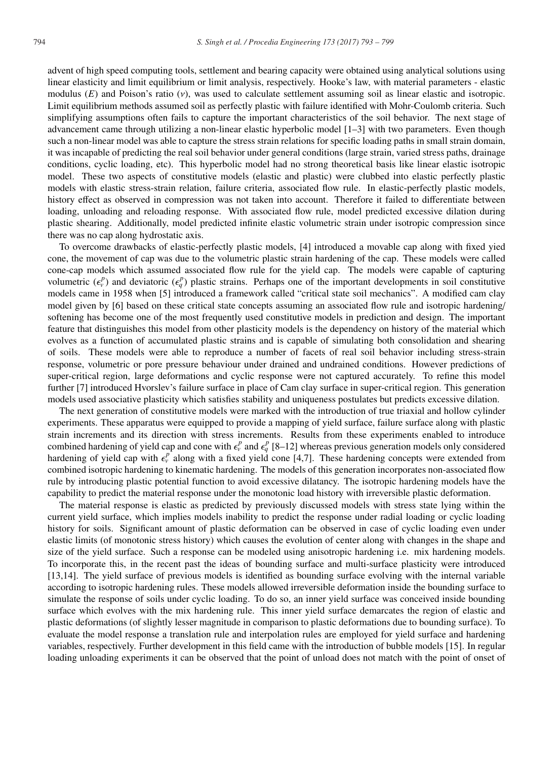advent of high speed computing tools, settlement and bearing capacity were obtained using analytical solutions using linear elasticity and limit equilibrium or limit analysis, respectively. Hooke's law, with material parameters - elastic modulus ($E$) and Poison's ratio ($\nu$), was used to calculate settlement assuming soil as linear elastic and isotropic. Limit equilibrium methods assumed soil as perfectly plastic with failure identified with Mohr-Coulomb criteria. Such simplifying assumptions often fails to capture the important characteristics of the soil behavior. The next stage of advancement came through utilizing a non-linear elastic hyperbolic model [1–3] with two parameters. Even though such a non-linear model was able to capture the stress strain relations for specific loading paths in small strain domain, it was incapable of predicting the real soil behavior under general conditions (large strain, varied stress paths, drainage conditions, cyclic loading, etc). This hyperbolic model had no strong theoretical basis like linear elastic isotropic model. These two aspects of constitutive models (elastic and plastic) were clubbed into elastic perfectly plastic models with elastic stress-strain relation, failure criteria, associated flow rule. In elastic-perfectly plastic models, history effect as observed in compression was not taken into account. Therefore it failed to differentiate between loading, unloading and reloading response. With associated flow rule, model predicted excessive dilation during plastic shearing. Additionally, model predicted infinite elastic volumetric strain under isotropic compression since there was no cap along hydrostatic axis.

To overcome drawbacks of elastic-perfectly plastic models, [4] introduced a movable cap along with fixed yied cone, the movement of cap was due to the volumetric plastic strain hardening of the cap. These models were called cone-cap models which assumed associated flow rule for the yield cap. The models were capable of capturing volumetric ($\epsilon_v^p$) and deviatoric ($\epsilon_q^p$) plastic strains. Perhaps one of the important developments in soil constitutive models came in 1958 when [5] introduced a framework called "critical state soil mechanics". A modified cam clay model given by [6] based on these critical state concepts assuming an associated flow rule and isotropic hardening/ softening has become one of the most frequently used constitutive models in prediction and design. The important feature that distinguishes this model from other plasticity models is the dependency on history of the material which evolves as a function of accumulated plastic strains and is capable of simulating both consolidation and shearing of soils. These models were able to reproduce a number of facets of real soil behavior including stress-strain response, volumetric or pore pressure behaviour under drained and undrained conditions. However predictions of super-critical region, large deformations and cyclic response were not captured accurately. To refine this model further [7] introduced Hvorslev's failure surface in place of Cam clay surface in super-critical region. This generation models used associative plasticity which satisfies stability and uniqueness postulates but predicts excessive dilation.

The next generation of constitutive models were marked with the introduction of true triaxial and hollow cylinder experiments. These apparatus were equipped to provide a mapping of yield surface, failure surface along with plastic strain increments and its direction with stress increments. Results from these experiments enabled to introduce combined hardening of yield cap and cone with $\epsilon_v^p$ and $\epsilon_q^p$ [8–12] whereas previous generation models only considered hardening of yield cap with $\epsilon_v^p$ along with a fixed yield cone [4,7]. These hardening concepts were extended from combined isotropic hardening to kinematic hardening. The models of this generation incorporates non-associated flow rule by introducing plastic potential function to avoid excessive dilatancy. The isotropic hardening models have the capability to predict the material response under the monotonic load history with irreversible plastic deformation.

The material response is elastic as predicted by previously discussed models with stress state lying within the current yield surface, which implies models inability to predict the response under radial loading or cyclic loading history for soils. Significant amount of plastic deformation can be observed in case of cyclic loading even under elastic limits (of monotonic stress history) which causes the evolution of center along with changes in the shape and size of the yield surface. Such a response can be modeled using anisotropic hardening i.e. mix hardening models. To incorporate this, in the recent past the ideas of bounding surface and multi-surface plasticity were introduced [13,14]. The yield surface of previous models is identified as bounding surface evolving with the internal variable according to isotropic hardening rules. These models allowed irreversible deformation inside the bounding surface to simulate the response of soils under cyclic loading. To do so, an inner yield surface was conceived inside bounding surface which evolves with the mix hardening rule. This inner yield surface demarcates the region of elastic and plastic deformations (of slightly lesser magnitude in comparison to plastic deformations due to bounding surface). To evaluate the model response a translation rule and interpolation rules are employed for yield surface and hardening variables, respectively. Further development in this field came with the introduction of bubble models [15]. In regular loading unloading experiments it can be observed that the point of unload does not match with the point of onset of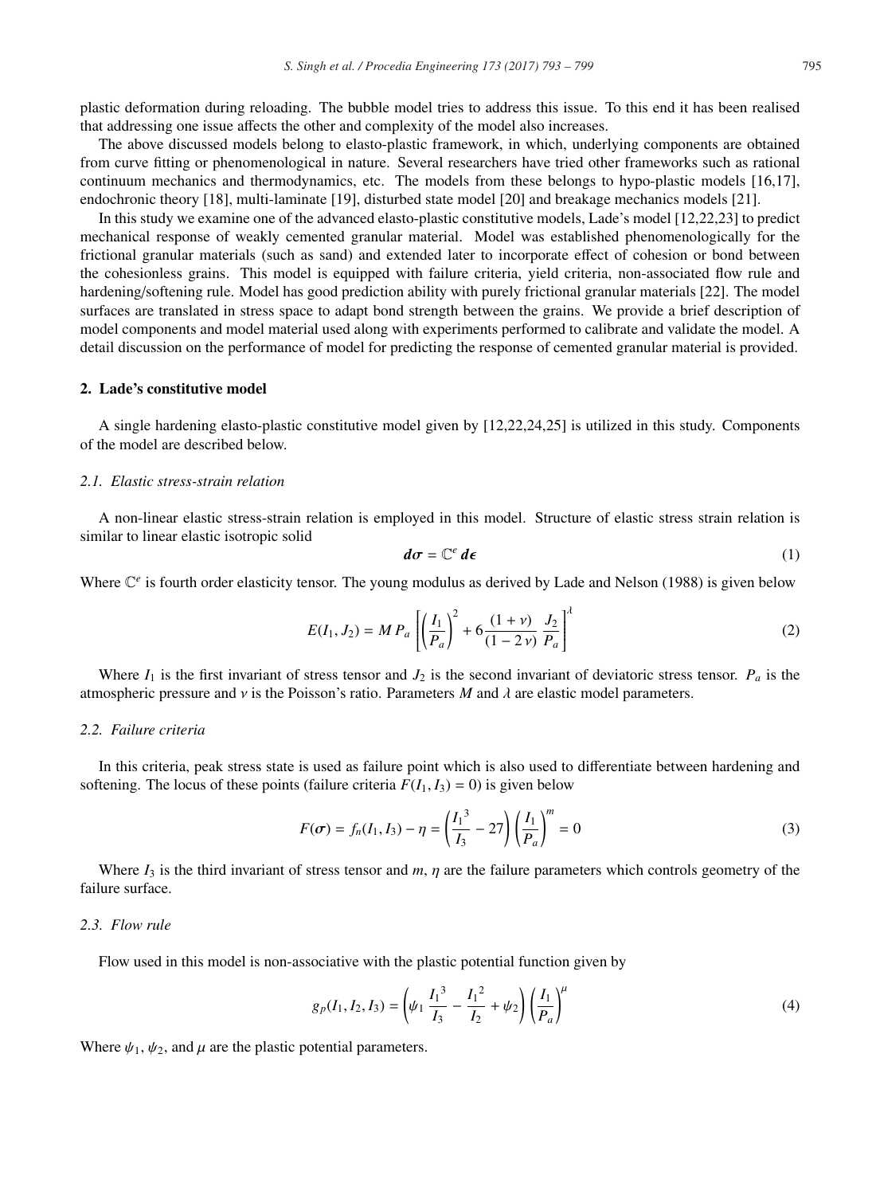plastic deformation during reloading. The bubble model tries to address this issue. To this end it has been realised that addressing one issue affects the other and complexity of the model also increases.

The above discussed models belong to elasto-plastic framework, in which, underlying components are obtained from curve fitting or phenomenological in nature. Several researchers have tried other frameworks such as rational continuum mechanics and thermodynamics, etc. The models from these belongs to hypo-plastic models [16,17], endochronic theory [18], multi-laminate [19], disturbed state model [20] and breakage mechanics models [21].

In this study we examine one of the advanced elasto-plastic constitutive models, Lade's model [12,22,23] to predict mechanical response of weakly cemented granular material. Model was established phenomenologically for the frictional granular materials (such as sand) and extended later to incorporate effect of cohesion or bond between the cohesionless grains. This model is equipped with failure criteria, yield criteria, non-associated flow rule and hardening/softening rule. Model has good prediction ability with purely frictional granular materials [22]. The model surfaces are translated in stress space to adapt bond strength between the grains. We provide a brief description of model components and model material used along with experiments performed to calibrate and validate the model. A detail discussion on the performance of model for predicting the response of cemented granular material is provided.

## 2. Lade's constitutive model

A single hardening elasto-plastic constitutive model given by [12,22,24,25] is utilized in this study. Components of the model are described below.

### 2.1. Elastic stress-strain relation

A non-linear elastic stress-strain relation is employed in this model. Structure of elastic stress strain relation is similar to linear elastic isotropic solid

$$\boldsymbol{d\sigma} = \mathbb{C}^e \, \boldsymbol{d\epsilon} \tag{1}$$

Where $\mathbb{C}^e$ is fourth order elasticity tensor. The young modulus as derived by Lade and Nelson (1988) is given below

$$E(I_1, J_2) = M\, P_a \left[ \left( \frac{I_1}{P_a} \right)^2 + 6 \frac{(1+\nu)}{(1-2\nu)} \frac{J_2}{P_a} \right]^{\lambda} \tag{2}$$

Where $I_1$ is the first invariant of stress tensor and $J_2$ is the second invariant of deviatoric stress tensor. $P_a$ is the atmospheric pressure and $\nu$ is the Poisson's ratio. Parameters $M$ and $\lambda$ are elastic model parameters.

### 2.2. Failure criteria

In this criteria, peak stress state is used as failure point which is also used to differentiate between hardening and softening. The locus of these points (failure criteria $F(I_1, I_3) = 0$) is given below

$$F(\boldsymbol{\sigma}) = f_n(I_1, I_3) - \eta = \left( \frac{{I_1}^3}{I_3} - 27 \right) \left( \frac{I_1}{P_a} \right)^m = 0 \tag{3}$$

Where $I_3$ is the third invariant of stress tensor and $m$, $\eta$ are the failure parameters which controls geometry of the failure surface.

### 2.3. Flow rule

Flow used in this model is non-associative with the plastic potential function given by

$$g_p(I_1, I_2, I_3) = \left( \psi_1 \frac{{I_1}^3}{I_3} - \frac{{I_1}^2}{I_2} + \psi_2 \right) \left( \frac{I_1}{P_a} \right)^{\mu} \tag{4}$$

Where $\psi_1$, $\psi_2$, and $\mu$ are the plastic potential parameters.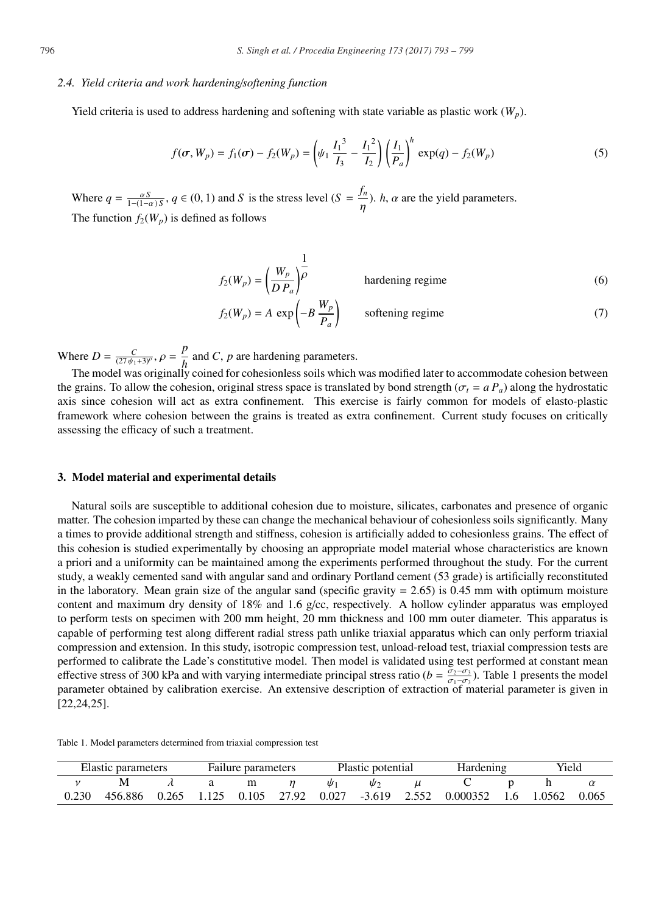### 2.4. Yield criteria and work hardening/softening function

Yield criteria is used to address hardening and softening with state variable as plastic work ($W_p$).

$$f(\boldsymbol{\sigma}, W_p) = f_1(\boldsymbol{\sigma}) - f_2(W_p) = \left(\psi_1 \frac{{I_1}^3}{I_3} - \frac{{I_1}^2}{I_2}\right)\left(\frac{I_1}{P_a}\right)^h \exp(q) - f_2(W_p) \tag{5}$$

Where $q = \frac{\alpha S}{1-(1-\alpha) S}$, $q \in (0,1)$ and $S$ is the stress level ($S = \dfrac{f_n}{\eta}$). $h$, $\alpha$ are the yield parameters.
The function $f_2(W_p)$ is defined as follows

$$f_2(W_p) = \left(\frac{W_p}{D\,P_a}\right)^{\dfrac{1}{\rho}} \qquad \text{hardening regime} \tag{6}$$

$$f_2(W_p) = A\,\exp\left(-B\,\frac{W_p}{P_a}\right) \qquad \text{softening regime} \tag{7}$$

Where $D = \frac{C}{(27\psi_1+3)^p}$, $\rho = \dfrac{p}{h}$ and $C$, $p$ are hardening parameters.

The model was originally coined for cohesionless soils which was modified later to accommodate cohesion between the grains. To allow the cohesion, original stress space is translated by bond strength ($\sigma_t = a\,P_a$) along the hydrostatic axis since cohesion will act as extra confinement. This exercise is fairly common for models of elasto-plastic framework where cohesion between the grains is treated as extra confinement. Current study focuses on critically assessing the efficacy of such a treatment.

## 3. Model material and experimental details

Natural soils are susceptible to additional cohesion due to moisture, silicates, carbonates and presence of organic matter. The cohesion imparted by these can change the mechanical behaviour of cohesionless soils significantly. Many a times to provide additional strength and stiffness, cohesion is artificially added to cohesionless grains. The effect of this cohesion is studied experimentally by choosing an appropriate model material whose characteristics are known a priori and a uniformity can be maintained among the experiments performed throughout the study. For the current study, a weakly cemented sand with angular sand and ordinary Portland cement (53 grade) is artificially reconstituted in the laboratory. Mean grain size of the angular sand (specific gravity = 2.65) is 0.45 mm with optimum moisture content and maximum dry density of 18% and 1.6 g/cc, respectively. A hollow cylinder apparatus was employed to perform tests on specimen with 200 mm height, 20 mm thickness and 100 mm outer diameter. This apparatus is capable of performing test along different radial stress path unlike triaxial apparatus which can only perform triaxial compression and extension. In this study, isotropic compression test, unload-reload test, triaxial compression tests are performed to calibrate the Lade's constitutive model. Then model is validated using test performed at constant mean effective stress of 300 kPa and with varying intermediate principal stress ratio ($b = \frac{\sigma_2-\sigma_3}{\sigma_1-\sigma_3}$). Table 1 presents the model parameter obtained by calibration exercise. An extensive description of extraction of material parameter is given in [22,24,25].

Table 1. Model parameters determined from triaxial compression test

| Elastic parameters | | | Failure parameters | | | Plastic potential | | | Hardening | | Yield | |
|---|---|---|---|---|---|---|---|---|---|---|---|---|
| $\nu$ | M | $\lambda$ | a | m | $\eta$ | $\psi_1$ | $\psi_2$ | $\mu$ | C | p | h | $\alpha$ |
| 0.230 | 456.886 | 0.265 | 1.125 | 0.105 | 27.92 | 0.027 | -3.619 | 2.552 | 0.000352 | 1.6 | 1.0562 | 0.065 |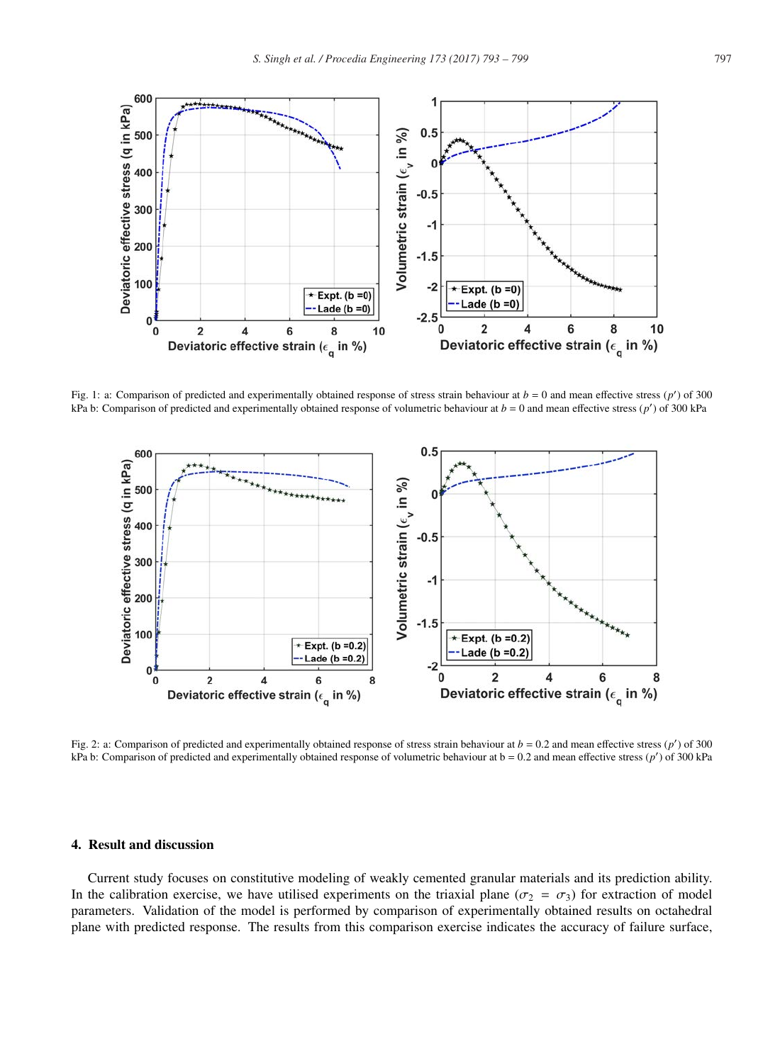Fig. 1: a: Comparison of predicted and experimentally obtained response of stress strain behaviour at $b = 0$ and mean effective stress ($p'$) of 300 kPa b: Comparison of predicted and experimentally obtained response of volumetric behaviour at $b = 0$ and mean effective stress ($p'$) of 300 kPa

Fig. 2: a: Comparison of predicted and experimentally obtained response of stress strain behaviour at $b = 0.2$ and mean effective stress ($p'$) of 300 kPa b: Comparison of predicted and experimentally obtained response of volumetric behaviour at b = 0.2 and mean effective stress ($p'$) of 300 kPa

## 4. Result and discussion

Current study focuses on constitutive modeling of weakly cemented granular materials and its prediction ability. In the calibration exercise, we have utilised experiments on the triaxial plane ($\sigma_2 = \sigma_3$) for extraction of model parameters. Validation of the model is performed by comparison of experimentally obtained results on octahedral plane with predicted response. The results from this comparison exercise indicates the accuracy of failure surface,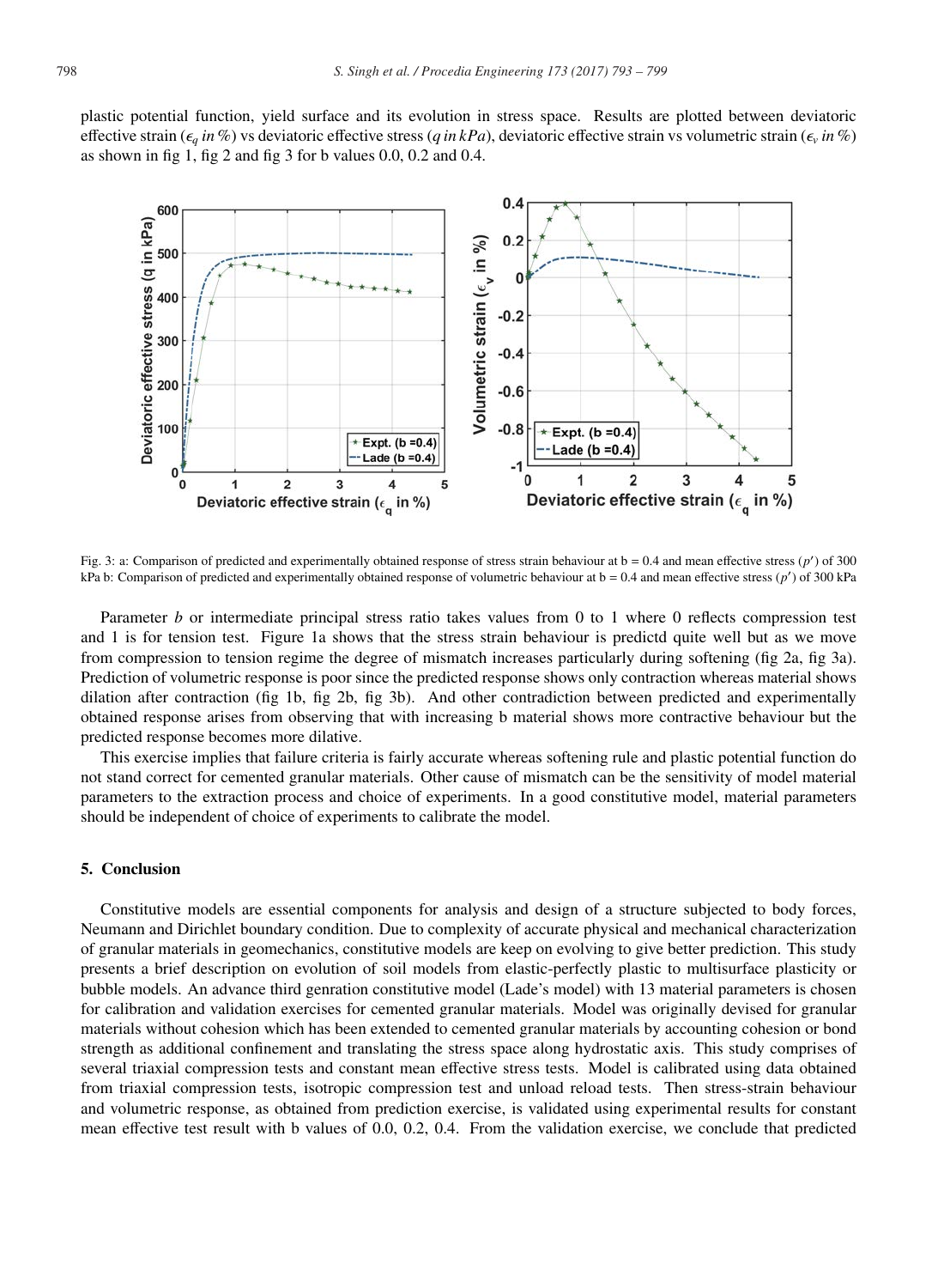plastic potential function, yield surface and its evolution in stress space. Results are plotted between deviatoric effective strain ($\epsilon_q$ *in %*) vs deviatoric effective stress ($q$ *in kPa*), deviatoric effective strain vs volumetric strain ($\epsilon_v$ *in %*) as shown in fig 1, fig 2 and fig 3 for b values 0.0, 0.2 and 0.4.

Fig. 3: a: Comparison of predicted and experimentally obtained response of stress strain behaviour at b = 0.4 and mean effective stress ($p'$) of 300 kPa b: Comparison of predicted and experimentally obtained response of volumetric behaviour at b = 0.4 and mean effective stress ($p'$) of 300 kPa

Parameter $b$ or intermediate principal stress ratio takes values from 0 to 1 where 0 reflects compression test and 1 is for tension test. Figure 1a shows that the stress strain behaviour is predictd quite well but as we move from compression to tension regime the degree of mismatch increases particularly during softening (fig 2a, fig 3a). Prediction of volumetric response is poor since the predicted response shows only contraction whereas material shows dilation after contraction (fig 1b, fig 2b, fig 3b). And other contradiction between predicted and experimentally obtained response arises from observing that with increasing b material shows more contractive behaviour but the predicted response becomes more dilative.

This exercise implies that failure criteria is fairly accurate whereas softening rule and plastic potential function do not stand correct for cemented granular materials. Other cause of mismatch can be the sensitivity of model material parameters to the extraction process and choice of experiments. In a good constitutive model, material parameters should be independent of choice of experiments to calibrate the model.

## 5. Conclusion

Constitutive models are essential components for analysis and design of a structure subjected to body forces, Neumann and Dirichlet boundary condition. Due to complexity of accurate physical and mechanical characterization of granular materials in geomechanics, constitutive models are keep on evolving to give better prediction. This study presents a brief description on evolution of soil models from elastic-perfectly plastic to multisurface plasticity or bubble models. An advance third genration constitutive model (Lade's model) with 13 material parameters is chosen for calibration and validation exercises for cemented granular materials. Model was originally devised for granular materials without cohesion which has been extended to cemented granular materials by accounting cohesion or bond strength as additional confinement and translating the stress space along hydrostatic axis. This study comprises of several triaxial compression tests and constant mean effective stress tests. Model is calibrated using data obtained from triaxial compression tests, isotropic compression test and unload reload tests. Then stress-strain behaviour and volumetric response, as obtained from prediction exercise, is validated using experimental results for constant mean effective test result with b values of 0.0, 0.2, 0.4. From the validation exercise, we conclude that predicted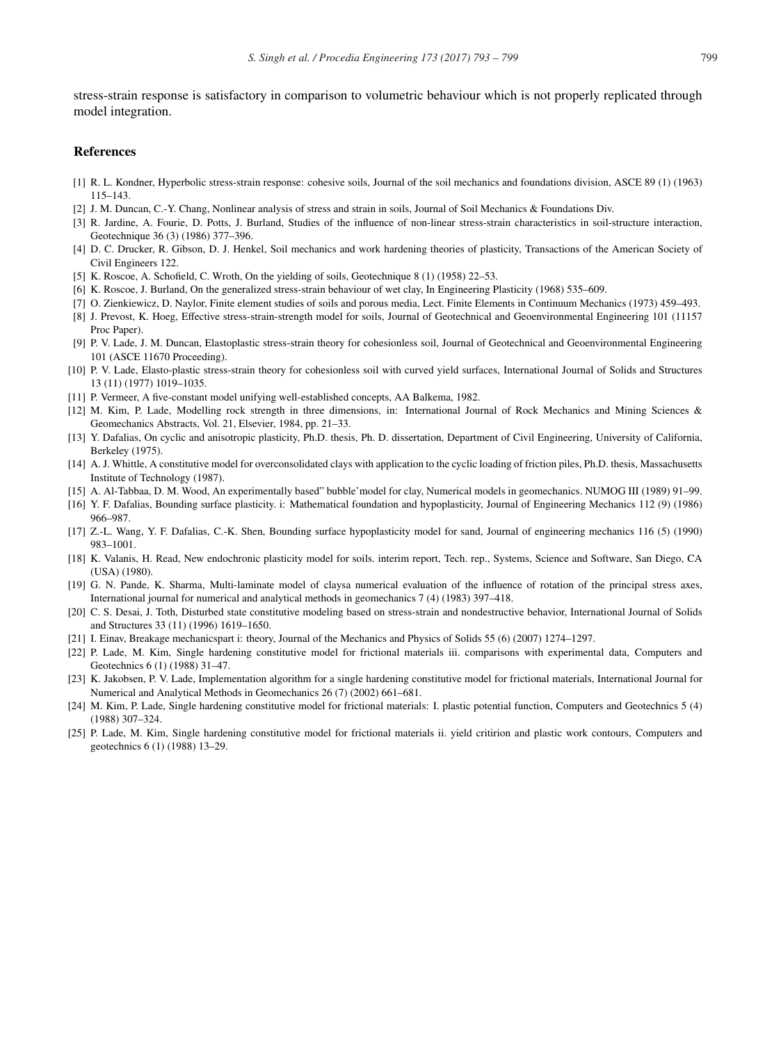stress-strain response is satisfactory in comparison to volumetric behaviour which is not properly replicated through model integration.

## References

[1] R. L. Kondner, Hyperbolic stress-strain response: cohesive soils, Journal of the soil mechanics and foundations division, ASCE 89 (1) (1963) 115–143.

[2] J. M. Duncan, C.-Y. Chang, Nonlinear analysis of stress and strain in soils, Journal of Soil Mechanics & Foundations Div.

[3] R. Jardine, A. Fourie, D. Potts, J. Burland, Studies of the influence of non-linear stress-strain characteristics in soil-structure interaction, Geotechnique 36 (3) (1986) 377–396.

[4] D. C. Drucker, R. Gibson, D. J. Henkel, Soil mechanics and work hardening theories of plasticity, Transactions of the American Society of Civil Engineers 122.

[5] K. Roscoe, A. Schofield, C. Wroth, On the yielding of soils, Geotechnique 8 (1) (1958) 22–53.

[6] K. Roscoe, J. Burland, On the generalized stress-strain behaviour of wet clay, In Engineering Plasticity (1968) 535–609.

[7] O. Zienkiewicz, D. Naylor, Finite element studies of soils and porous media, Lect. Finite Elements in Continuum Mechanics (1973) 459–493.

[8] J. Prevost, K. Hoeg, Effective stress-strain-strength model for soils, Journal of Geotechnical and Geoenvironmental Engineering 101 (11157 Proc Paper).

[9] P. V. Lade, J. M. Duncan, Elastoplastic stress-strain theory for cohesionless soil, Journal of Geotechnical and Geoenvironmental Engineering 101 (ASCE 11670 Proceeding).

[10] P. V. Lade, Elasto-plastic stress-strain theory for cohesionless soil with curved yield surfaces, International Journal of Solids and Structures 13 (11) (1977) 1019–1035.

[11] P. Vermeer, A five-constant model unifying well-established concepts, AA Balkema, 1982.

[12] M. Kim, P. Lade, Modelling rock strength in three dimensions, in: International Journal of Rock Mechanics and Mining Sciences & Geomechanics Abstracts, Vol. 21, Elsevier, 1984, pp. 21–33.

[13] Y. Dafalias, On cyclic and anisotropic plasticity, Ph.D. thesis, Ph. D. dissertation, Department of Civil Engineering, University of California, Berkeley (1975).

[14] A. J. Whittle, A constitutive model for overconsolidated clays with application to the cyclic loading of friction piles, Ph.D. thesis, Massachusetts Institute of Technology (1987).

[15] A. Al-Tabbaa, D. M. Wood, An experimentally based" bubble'model for clay, Numerical models in geomechanics. NUMOG III (1989) 91–99.

[16] Y. F. Dafalias, Bounding surface plasticity. i: Mathematical foundation and hypoplasticity, Journal of Engineering Mechanics 112 (9) (1986) 966–987.

[17] Z.-L. Wang, Y. F. Dafalias, C.-K. Shen, Bounding surface hypoplasticity model for sand, Journal of engineering mechanics 116 (5) (1990) 983–1001.

[18] K. Valanis, H. Read, New endochronic plasticity model for soils. interim report, Tech. rep., Systems, Science and Software, San Diego, CA (USA) (1980).

[19] G. N. Pande, K. Sharma, Multi-laminate model of claysa numerical evaluation of the influence of rotation of the principal stress axes, International journal for numerical and analytical methods in geomechanics 7 (4) (1983) 397–418.

[20] C. S. Desai, J. Toth, Disturbed state constitutive modeling based on stress-strain and nondestructive behavior, International Journal of Solids and Structures 33 (11) (1996) 1619–1650.

[21] I. Einav, Breakage mechanicspart i: theory, Journal of the Mechanics and Physics of Solids 55 (6) (2007) 1274–1297.

[22] P. Lade, M. Kim, Single hardening constitutive model for frictional materials iii. comparisons with experimental data, Computers and Geotechnics 6 (1) (1988) 31–47.

[23] K. Jakobsen, P. V. Lade, Implementation algorithm for a single hardening constitutive model for frictional materials, International Journal for Numerical and Analytical Methods in Geomechanics 26 (7) (2002) 661–681.

[24] M. Kim, P. Lade, Single hardening constitutive model for frictional materials: I. plastic potential function, Computers and Geotechnics 5 (4) (1988) 307–324.

[25] P. Lade, M. Kim, Single hardening constitutive model for frictional materials ii. yield critirion and plastic work contours, Computers and geotechnics 6 (1) (1988) 13–29.